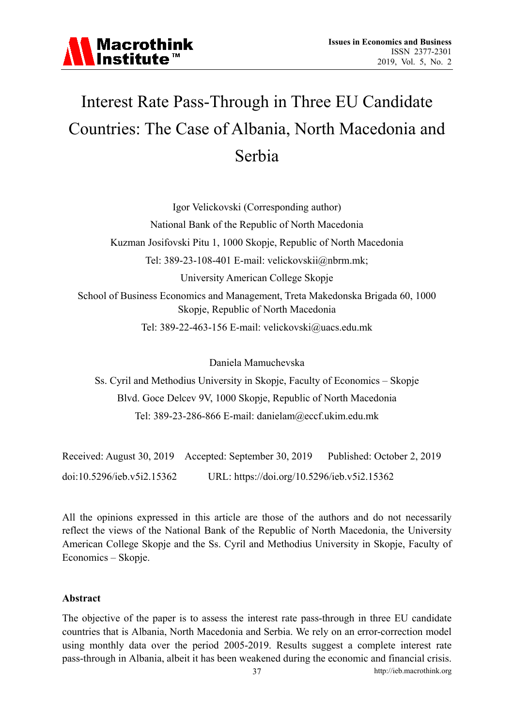# Interest Rate Pass-Through in Three EU Candidate Countries: The Case of Albania, North Macedonia and Serbia

Igor Velickovski (Corresponding author)

National Bank of the Republic of North Macedonia

Kuzman Josifovski Pitu 1, 1000 Skopje, Republic of North Macedonia

Tel: 389-23-108-401 E-mail: velickovskii@nbrm.mk;

University American College Skopje

School of Business Economics and Management, Treta Makedonska Brigada 60, 1000 Skopje, Republic of North Macedonia

Tel: 389-22-463-156 E-mail: velickovski@uacs.edu.mk

Daniela Mamuchevska

Ss. Cyril and Methodius University in Skopje, Faculty of Economics – Skopje

Blvd. Goce Delcev 9V, 1000 Skopje, Republic of North Macedonia

Tel: 389-23-286-866 E-mail: danielam@eccf.ukim.edu.mk

Received: August 30, 2019 Accepted: September 30, 2019 Published: October 2, 2019

doi:10.5296/ieb.v5i2.15362 URL: https://doi.org/10.5296/ieb.v5i2.15362

All the opinions expressed in this article are those of the authors and do not necessarily reflect the views of the National Bank of the Republic of North Macedonia, the University American College Skopje and the Ss. Cyril and Methodius University in Skopje, Faculty of Economics – Skopje.

## Abstract

The objective of the paper is to assess the interest rate pass-through in three EU candidate countries that is Albania, North Macedonia and Serbia. We rely on an error-correction model using monthly data over the period 2005-2019. Results suggest a complete interest rate pass-through in Albania, albeit it has been weakened during the economic and financial crisis.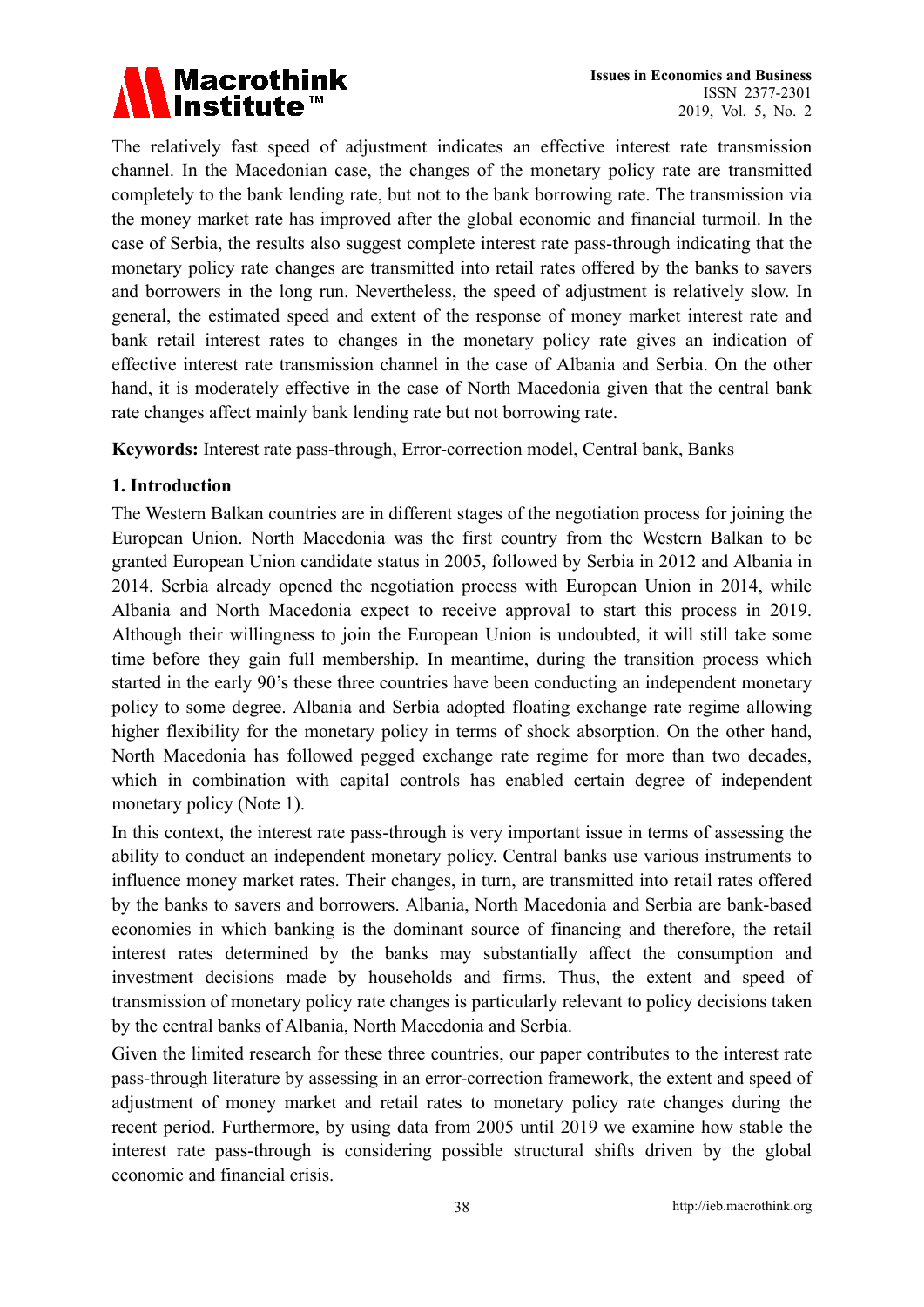The relatively fast speed of adjustment indicates an effective interest rate transmission channel. In the Macedonian case, the changes of the monetary policy rate are transmitted completely to the bank lending rate, but not to the bank borrowing rate. The transmission via the money market rate has improved after the global economic and financial turmoil. In the case of Serbia, the results also suggest complete interest rate pass-through indicating that the monetary policy rate changes are transmitted into retail rates offered by the banks to savers and borrowers in the long run. Nevertheless, the speed of adjustment is relatively slow. In general, the estimated speed and extent of the response of money market interest rate and bank retail interest rates to changes in the monetary policy rate gives an indication of effective interest rate transmission channel in the case of Albania and Serbia. On the other hand, it is moderately effective in the case of North Macedonia given that the central bank rate changes affect mainly bank lending rate but not borrowing rate.

**Keywords:** Interest rate pass-through, Error-correction model, Central bank, Banks

## 1. Introduction

The Western Balkan countries are in different stages of the negotiation process for joining the European Union. North Macedonia was the first country from the Western Balkan to be granted European Union candidate status in 2005, followed by Serbia in 2012 and Albania in 2014. Serbia already opened the negotiation process with European Union in 2014, while Albania and North Macedonia expect to receive approval to start this process in 2019. Although their willingness to join the European Union is undoubted, it will still take some time before they gain full membership. In meantime, during the transition process which started in the early 90's these three countries have been conducting an independent monetary policy to some degree. Albania and Serbia adopted floating exchange rate regime allowing higher flexibility for the monetary policy in terms of shock absorption. On the other hand, North Macedonia has followed pegged exchange rate regime for more than two decades, which in combination with capital controls has enabled certain degree of independent monetary policy (Note 1).

In this context, the interest rate pass-through is very important issue in terms of assessing the ability to conduct an independent monetary policy. Central banks use various instruments to influence money market rates. Their changes, in turn, are transmitted into retail rates offered by the banks to savers and borrowers. Albania, North Macedonia and Serbia are bank-based economies in which banking is the dominant source of financing and therefore, the retail interest rates determined by the banks may substantially affect the consumption and investment decisions made by households and firms. Thus, the extent and speed of transmission of monetary policy rate changes is particularly relevant to policy decisions taken by the central banks of Albania, North Macedonia and Serbia.

Given the limited research for these three countries, our paper contributes to the interest rate pass-through literature by assessing in an error-correction framework, the extent and speed of adjustment of money market and retail rates to monetary policy rate changes during the recent period. Furthermore, by using data from 2005 until 2019 we examine how stable the interest rate pass-through is considering possible structural shifts driven by the global economic and financial crisis.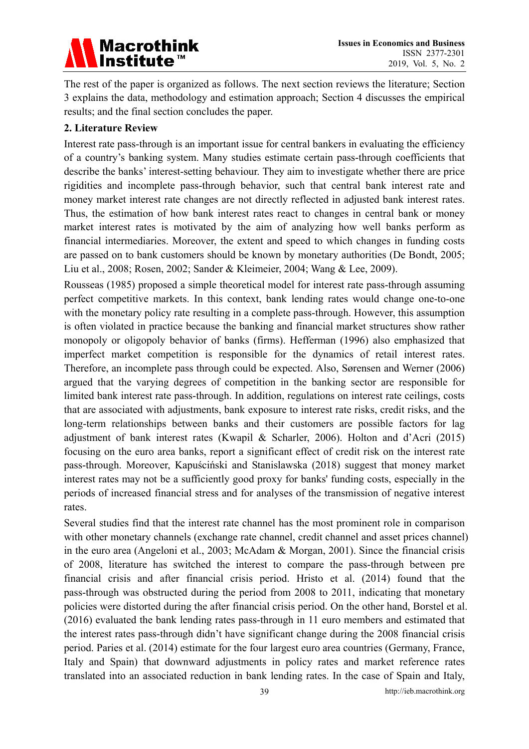The rest of the paper is organized as follows. The next section reviews the literature; Section 3 explains the data, methodology and estimation approach; Section 4 discusses the empirical results; and the final section concludes the paper.

## 2. Literature Review

Interest rate pass-through is an important issue for central bankers in evaluating the efficiency of a country's banking system. Many studies estimate certain pass-through coefficients that describe the banks' interest-setting behaviour. They aim to investigate whether there are price rigidities and incomplete pass-through behavior, such that central bank interest rate and money market interest rate changes are not directly reflected in adjusted bank interest rates. Thus, the estimation of how bank interest rates react to changes in central bank or money market interest rates is motivated by the aim of analyzing how well banks perform as financial intermediaries. Moreover, the extent and speed to which changes in funding costs are passed on to bank customers should be known by monetary authorities (De Bondt, 2005; Liu et al., 2008; Rosen, 2002; Sander & Kleimeier, 2004; Wang & Lee, 2009).

Rousseas (1985) proposed a simple theoretical model for interest rate pass-through assuming perfect competitive markets. In this context, bank lending rates would change one-to-one with the monetary policy rate resulting in a complete pass-through. However, this assumption is often violated in practice because the banking and financial market structures show rather monopoly or oligopoly behavior of banks (firms). Hefferman (1996) also emphasized that imperfect market competition is responsible for the dynamics of retail interest rates. Therefore, an incomplete pass through could be expected. Also, Sørensen and Werner (2006) argued that the varying degrees of competition in the banking sector are responsible for limited bank interest rate pass-through. In addition, regulations on interest rate ceilings, costs that are associated with adjustments, bank exposure to interest rate risks, credit risks, and the long-term relationships between banks and their customers are possible factors for lag adjustment of bank interest rates (Kwapil & Scharler, 2006). Holton and d'Acri (2015) focusing on the euro area banks, report a significant effect of credit risk on the interest rate pass-through. Moreover, Kapuściński and Stanislawska (2018) suggest that money market interest rates may not be a sufficiently good proxy for banks' funding costs, especially in the periods of increased financial stress and for analyses of the transmission of negative interest rates.

Several studies find that the interest rate channel has the most prominent role in comparison with other monetary channels (exchange rate channel, credit channel and asset prices channel) in the euro area (Angeloni et al., 2003; McAdam & Morgan, 2001). Since the financial crisis of 2008, literature has switched the interest to compare the pass-through between pre financial crisis and after financial crisis period. Hristo et al. (2014) found that the pass-through was obstructed during the period from 2008 to 2011, indicating that monetary policies were distorted during the after financial crisis period. On the other hand, Borstel et al. (2016) evaluated the bank lending rates pass-through in 11 euro members and estimated that the interest rates pass-through didn't have significant change during the 2008 financial crisis period. Paries et al. (2014) estimate for the four largest euro area countries (Germany, France, Italy and Spain) that downward adjustments in policy rates and market reference rates translated into an associated reduction in bank lending rates. In the case of Spain and Italy,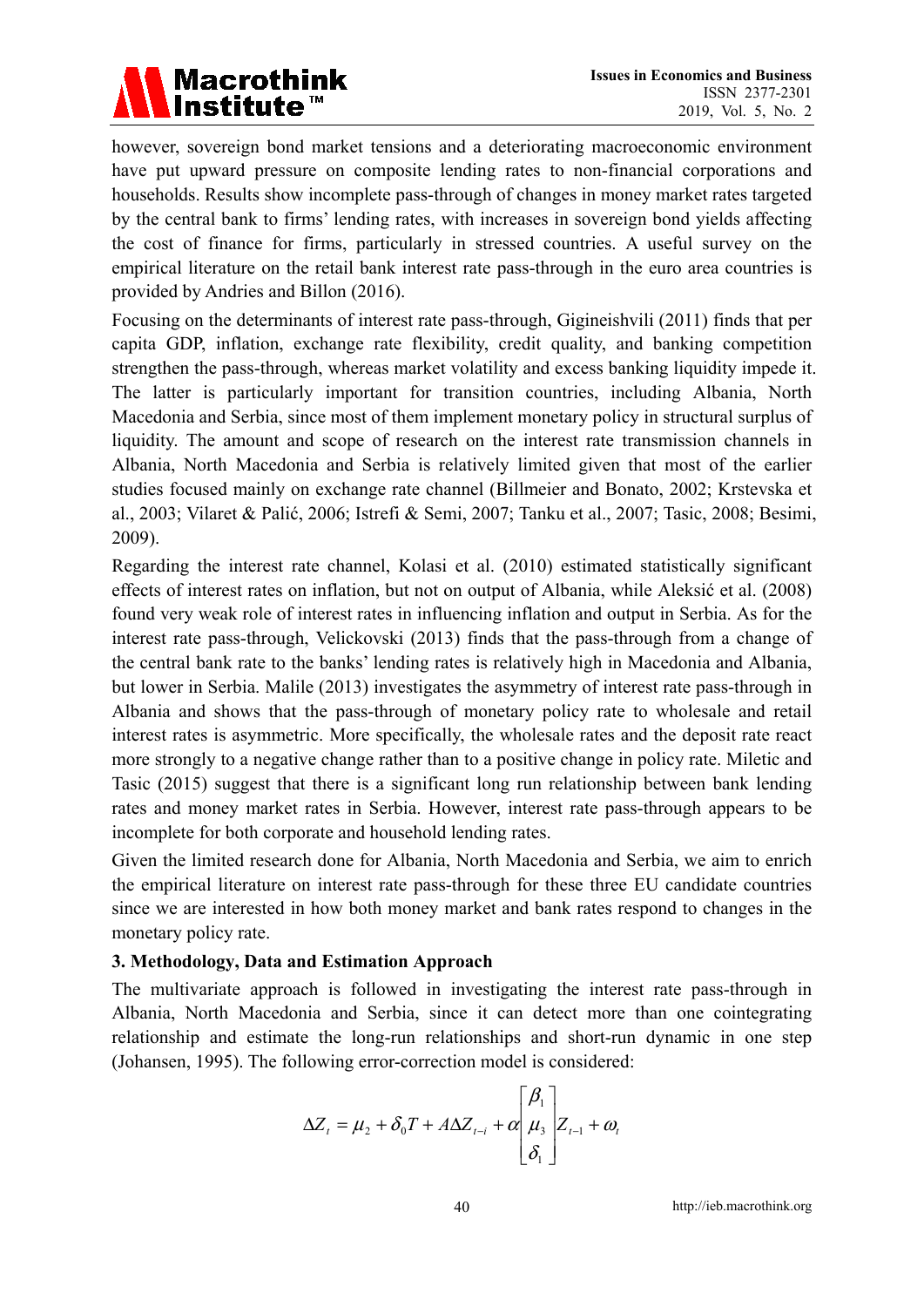however, sovereign bond market tensions and a deteriorating macroeconomic environment have put upward pressure on composite lending rates to non-financial corporations and households. Results show incomplete pass-through of changes in money market rates targeted by the central bank to firms' lending rates, with increases in sovereign bond yields affecting the cost of finance for firms, particularly in stressed countries. A useful survey on the empirical literature on the retail bank interest rate pass-through in the euro area countries is provided by Andries and Billon (2016).

Focusing on the determinants of interest rate pass-through, Gigineishvili (2011) finds that per capita GDP, inflation, exchange rate flexibility, credit quality, and banking competition strengthen the pass-through, whereas market volatility and excess banking liquidity impede it. The latter is particularly important for transition countries, including Albania, North Macedonia and Serbia, since most of them implement monetary policy in structural surplus of liquidity. The amount and scope of research on the interest rate transmission channels in Albania, North Macedonia and Serbia is relatively limited given that most of the earlier studies focused mainly on exchange rate channel (Billmeier and Bonato, 2002; Krstevska et al., 2003; Vilaret & Palić, 2006; Istrefi & Semi, 2007; Tanku et al., 2007; Tasic, 2008; Besimi, 2009).

Regarding the interest rate channel, Kolasi et al. (2010) estimated statistically significant effects of interest rates on inflation, but not on output of Albania, while Aleksić et al. (2008) found very weak role of interest rates in influencing inflation and output in Serbia. As for the interest rate pass-through, Velickovski (2013) finds that the pass-through from a change of the central bank rate to the banks' lending rates is relatively high in Macedonia and Albania, but lower in Serbia. Malile (2013) investigates the asymmetry of interest rate pass-through in Albania and shows that the pass-through of monetary policy rate to wholesale and retail interest rates is asymmetric. More specifically, the wholesale rates and the deposit rate react more strongly to a negative change rather than to a positive change in policy rate. Miletic and Tasic (2015) suggest that there is a significant long run relationship between bank lending rates and money market rates in Serbia. However, interest rate pass-through appears to be incomplete for both corporate and household lending rates.

Given the limited research done for Albania, North Macedonia and Serbia, we aim to enrich the empirical literature on interest rate pass-through for these three EU candidate countries since we are interested in how both money market and bank rates respond to changes in the monetary policy rate.

## 3. Methodology, Data and Estimation Approach

The multivariate approach is followed in investigating the interest rate pass-through in Albania, North Macedonia and Serbia, since it can detect more than one cointegrating relationship and estimate the long-run relationships and short-run dynamic in one step (Johansen, 1995). The following error-correction model is considered:

$$\Delta Z_t = \mu_2 + \delta_0 T + A\Delta Z_{t-i} + \alpha \begin{bmatrix} \beta_1 \\ \mu_3 \\ \delta_1 \end{bmatrix} Z_{t-1} + \omega_t$$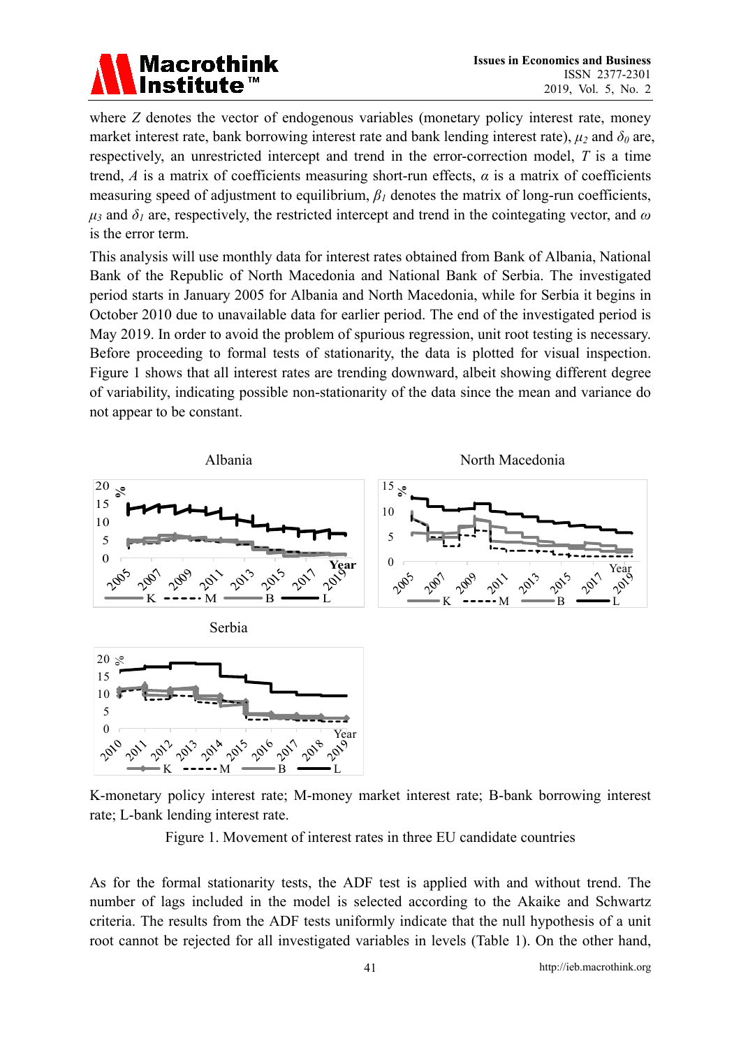where $Z$ denotes the vector of endogenous variables (monetary policy interest rate, money market interest rate, bank borrowing interest rate and bank lending interest rate), $\mu_2$ and $\delta_0$ are, respectively, an unrestricted intercept and trend in the error-correction model, $T$ is a time trend, $A$ is a matrix of coefficients measuring short-run effects, $\alpha$ is a matrix of coefficients measuring speed of adjustment to equilibrium, $\beta_1$ denotes the matrix of long-run coefficients, $\mu_3$ and $\delta_1$ are, respectively, the restricted intercept and trend in the cointegating vector, and $\omega$ is the error term.

This analysis will use monthly data for interest rates obtained from Bank of Albania, National Bank of the Republic of North Macedonia and National Bank of Serbia. The investigated period starts in January 2005 for Albania and North Macedonia, while for Serbia it begins in October 2010 due to unavailable data for earlier period. The end of the investigated period is May 2019. In order to avoid the problem of spurious regression, unit root testing is necessary. Before proceeding to formal tests of stationarity, the data is plotted for visual inspection. Figure 1 shows that all interest rates are trending downward, albeit showing different degree of variability, indicating possible non-stationarity of the data since the mean and variance do not appear to be constant.

K-monetary policy interest rate; M-money market interest rate; B-bank borrowing interest rate; L-bank lending interest rate.

Figure 1. Movement of interest rates in three EU candidate countries

As for the formal stationarity tests, the ADF test is applied with and without trend. The number of lags included in the model is selected according to the Akaike and Schwartz criteria. The results from the ADF tests uniformly indicate that the null hypothesis of a unit root cannot be rejected for all investigated variables in levels (Table 1). On the other hand,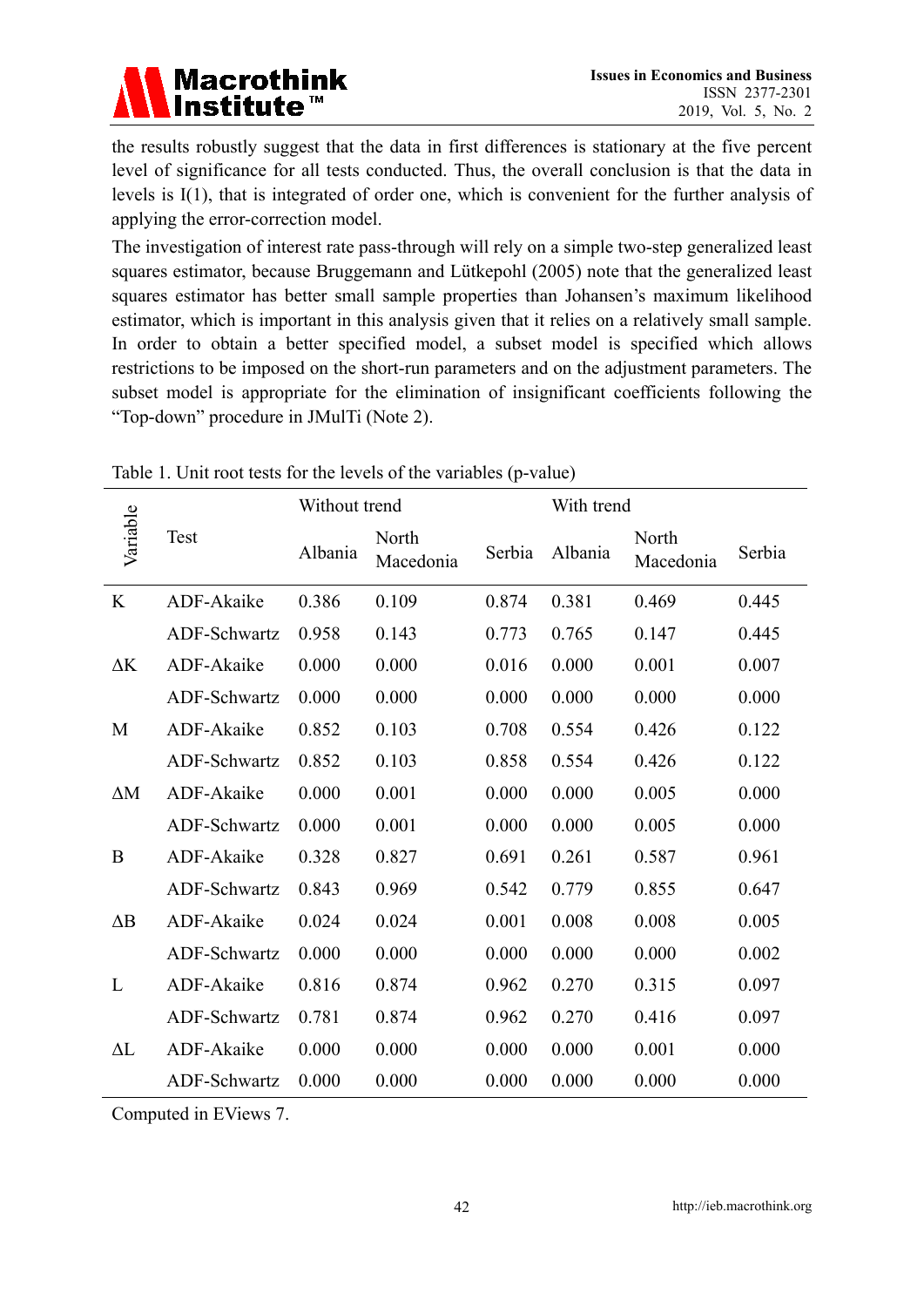the results robustly suggest that the data in first differences is stationary at the five percent level of significance for all tests conducted. Thus, the overall conclusion is that the data in levels is I(1), that is integrated of order one, which is convenient for the further analysis of applying the error-correction model.

The investigation of interest rate pass-through will rely on a simple two-step generalized least squares estimator, because Bruggemann and Lütkepohl (2005) note that the generalized least squares estimator has better small sample properties than Johansen's maximum likelihood estimator, which is important in this analysis given that it relies on a relatively small sample. In order to obtain a better specified model, a subset model is specified which allows restrictions to be imposed on the short-run parameters and on the adjustment parameters. The subset model is appropriate for the elimination of insignificant coefficients following the "Top-down" procedure in JMulTi (Note 2).

Table 1. Unit root tests for the levels of the variables (p-value)

| Variable | Test | Without trend | | | With trend | | |
|---|---|---|---|---|---|---|---|
| | | Albania | North Macedonia | Serbia | Albania | North Macedonia | Serbia |
| K | ADF-Akaike | 0.386 | 0.109 | 0.874 | 0.381 | 0.469 | 0.445 |
| | ADF-Schwartz | 0.958 | 0.143 | 0.773 | 0.765 | 0.147 | 0.445 |
| ΔK | ADF-Akaike | 0.000 | 0.000 | 0.016 | 0.000 | 0.001 | 0.007 |
| | ADF-Schwartz | 0.000 | 0.000 | 0.000 | 0.000 | 0.000 | 0.000 |
| M | ADF-Akaike | 0.852 | 0.103 | 0.708 | 0.554 | 0.426 | 0.122 |
| | ADF-Schwartz | 0.852 | 0.103 | 0.858 | 0.554 | 0.426 | 0.122 |
| ΔM | ADF-Akaike | 0.000 | 0.001 | 0.000 | 0.000 | 0.005 | 0.000 |
| | ADF-Schwartz | 0.000 | 0.001 | 0.000 | 0.000 | 0.005 | 0.000 |
| B | ADF-Akaike | 0.328 | 0.827 | 0.691 | 0.261 | 0.587 | 0.961 |
| | ADF-Schwartz | 0.843 | 0.969 | 0.542 | 0.779 | 0.855 | 0.647 |
| ΔB | ADF-Akaike | 0.024 | 0.024 | 0.001 | 0.008 | 0.008 | 0.005 |
| | ADF-Schwartz | 0.000 | 0.000 | 0.000 | 0.000 | 0.000 | 0.002 |
| L | ADF-Akaike | 0.816 | 0.874 | 0.962 | 0.270 | 0.315 | 0.097 |
| | ADF-Schwartz | 0.781 | 0.874 | 0.962 | 0.270 | 0.416 | 0.097 |
| ΔL | ADF-Akaike | 0.000 | 0.000 | 0.000 | 0.000 | 0.001 | 0.000 |
| | ADF-Schwartz | 0.000 | 0.000 | 0.000 | 0.000 | 0.000 | 0.000 |

Computed in EViews 7.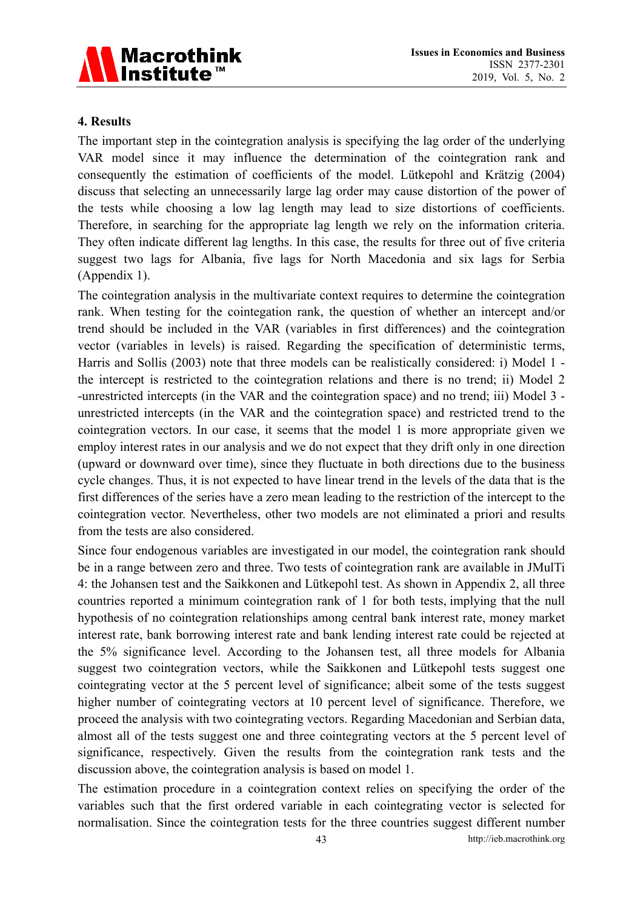## 4. Results

The important step in the cointegration analysis is specifying the lag order of the underlying VAR model since it may influence the determination of the cointegration rank and consequently the estimation of coefficients of the model. Lütkepohl and Krätzig (2004) discuss that selecting an unnecessarily large lag order may cause distortion of the power of the tests while choosing a low lag length may lead to size distortions of coefficients. Therefore, in searching for the appropriate lag length we rely on the information criteria. They often indicate different lag lengths. In this case, the results for three out of five criteria suggest two lags for Albania, five lags for North Macedonia and six lags for Serbia (Appendix 1).

The cointegration analysis in the multivariate context requires to determine the cointegration rank. When testing for the cointegation rank, the question of whether an intercept and/or trend should be included in the VAR (variables in first differences) and the cointegration vector (variables in levels) is raised. Regarding the specification of deterministic terms, Harris and Sollis (2003) note that three models can be realistically considered: i) Model 1 - the intercept is restricted to the cointegration relations and there is no trend; ii) Model 2 -unrestricted intercepts (in the VAR and the cointegration space) and no trend; iii) Model 3 - unrestricted intercepts (in the VAR and the cointegration space) and restricted trend to the cointegration vectors. In our case, it seems that the model 1 is more appropriate given we employ interest rates in our analysis and we do not expect that they drift only in one direction (upward or downward over time), since they fluctuate in both directions due to the business cycle changes. Thus, it is not expected to have linear trend in the levels of the data that is the first differences of the series have a zero mean leading to the restriction of the intercept to the cointegration vector. Nevertheless, other two models are not eliminated a priori and results from the tests are also considered.

Since four endogenous variables are investigated in our model, the cointegration rank should be in a range between zero and three. Two tests of cointegration rank are available in JMulTi 4: the Johansen test and the Saikkonen and Lütkepohl test. As shown in Appendix 2, all three countries reported a minimum cointegration rank of 1 for both tests, implying that the null hypothesis of no cointegration relationships among central bank interest rate, money market interest rate, bank borrowing interest rate and bank lending interest rate could be rejected at the 5% significance level. According to the Johansen test, all three models for Albania suggest two cointegration vectors, while the Saikkonen and Lütkepohl tests suggest one cointegrating vector at the 5 percent level of significance; albeit some of the tests suggest higher number of cointegrating vectors at 10 percent level of significance. Therefore, we proceed the analysis with two cointegrating vectors. Regarding Macedonian and Serbian data, almost all of the tests suggest one and three cointegrating vectors at the 5 percent level of significance, respectively. Given the results from the cointegration rank tests and the discussion above, the cointegration analysis is based on model 1.

The estimation procedure in a cointegration context relies on specifying the order of the variables such that the first ordered variable in each cointegrating vector is selected for normalisation. Since the cointegration tests for the three countries suggest different number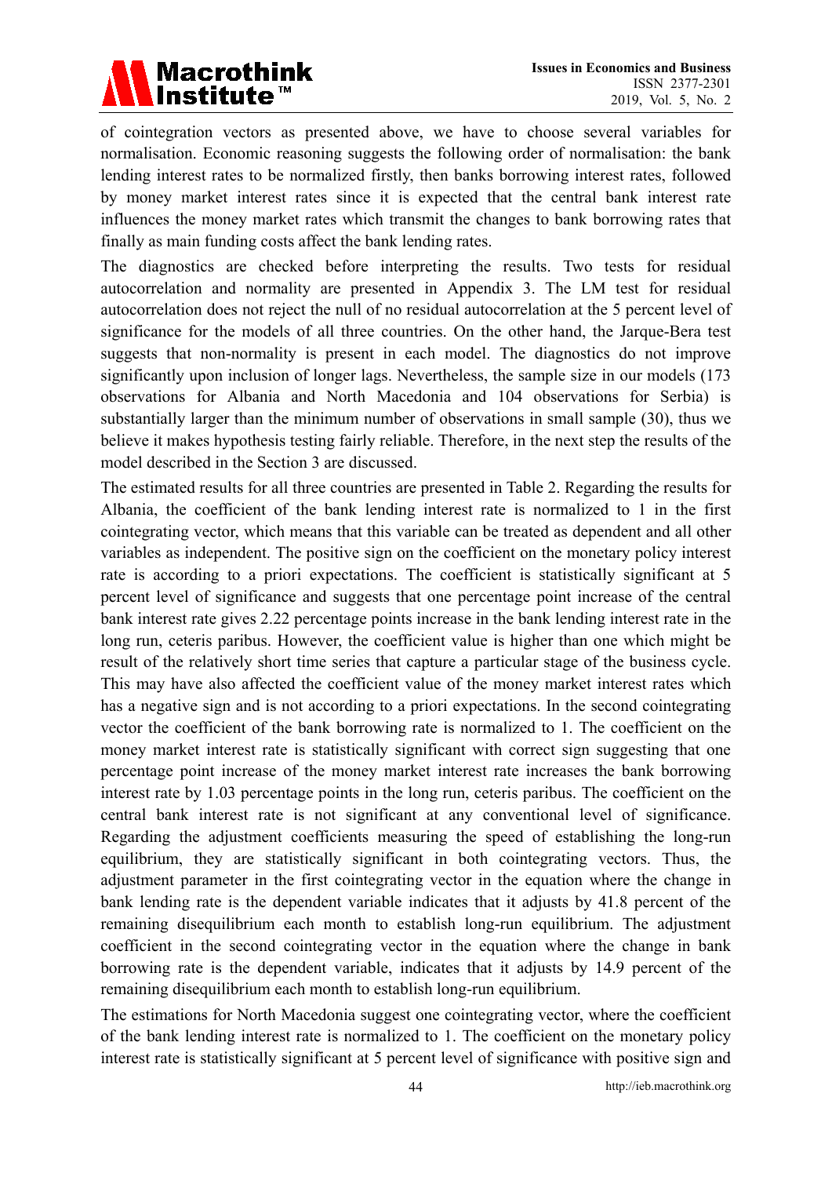of cointegration vectors as presented above, we have to choose several variables for normalisation. Economic reasoning suggests the following order of normalisation: the bank lending interest rates to be normalized firstly, then banks borrowing interest rates, followed by money market interest rates since it is expected that the central bank interest rate influences the money market rates which transmit the changes to bank borrowing rates that finally as main funding costs affect the bank lending rates.

The diagnostics are checked before interpreting the results. Two tests for residual autocorrelation and normality are presented in Appendix 3. The LM test for residual autocorrelation does not reject the null of no residual autocorrelation at the 5 percent level of significance for the models of all three countries. On the other hand, the Jarque-Bera test suggests that non-normality is present in each model. The diagnostics do not improve significantly upon inclusion of longer lags. Nevertheless, the sample size in our models (173 observations for Albania and North Macedonia and 104 observations for Serbia) is substantially larger than the minimum number of observations in small sample (30), thus we believe it makes hypothesis testing fairly reliable. Therefore, in the next step the results of the model described in the Section 3 are discussed.

The estimated results for all three countries are presented in Table 2. Regarding the results for Albania, the coefficient of the bank lending interest rate is normalized to 1 in the first cointegrating vector, which means that this variable can be treated as dependent and all other variables as independent. The positive sign on the coefficient on the monetary policy interest rate is according to a priori expectations. The coefficient is statistically significant at 5 percent level of significance and suggests that one percentage point increase of the central bank interest rate gives 2.22 percentage points increase in the bank lending interest rate in the long run, ceteris paribus. However, the coefficient value is higher than one which might be result of the relatively short time series that capture a particular stage of the business cycle. This may have also affected the coefficient value of the money market interest rates which has a negative sign and is not according to a priori expectations. In the second cointegrating vector the coefficient of the bank borrowing rate is normalized to 1. The coefficient on the money market interest rate is statistically significant with correct sign suggesting that one percentage point increase of the money market interest rate increases the bank borrowing interest rate by 1.03 percentage points in the long run, ceteris paribus. The coefficient on the central bank interest rate is not significant at any conventional level of significance. Regarding the adjustment coefficients measuring the speed of establishing the long-run equilibrium, they are statistically significant in both cointegrating vectors. Thus, the adjustment parameter in the first cointegrating vector in the equation where the change in bank lending rate is the dependent variable indicates that it adjusts by 41.8 percent of the remaining disequilibrium each month to establish long-run equilibrium. The adjustment coefficient in the second cointegrating vector in the equation where the change in bank borrowing rate is the dependent variable, indicates that it adjusts by 14.9 percent of the remaining disequilibrium each month to establish long-run equilibrium.

The estimations for North Macedonia suggest one cointegrating vector, where the coefficient of the bank lending interest rate is normalized to 1. The coefficient on the monetary policy interest rate is statistically significant at 5 percent level of significance with positive sign and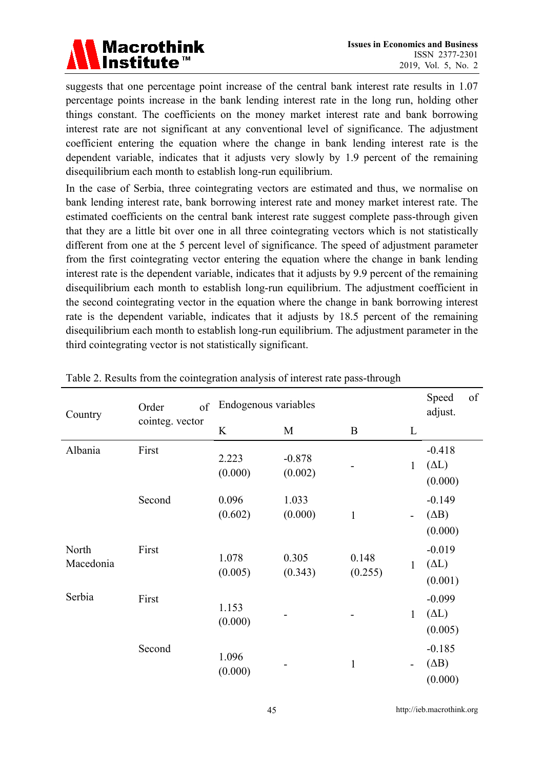suggests that one percentage point increase of the central bank interest rate results in 1.07 percentage points increase in the bank lending interest rate in the long run, holding other things constant. The coefficients on the money market interest rate and bank borrowing interest rate are not significant at any conventional level of significance. The adjustment coefficient entering the equation where the change in bank lending interest rate is the dependent variable, indicates that it adjusts very slowly by 1.9 percent of the remaining disequilibrium each month to establish long-run equilibrium.

In the case of Serbia, three cointegrating vectors are estimated and thus, we normalise on bank lending interest rate, bank borrowing interest rate and money market interest rate. The estimated coefficients on the central bank interest rate suggest complete pass-through given that they are a little bit over one in all three cointegrating vectors which is not statistically different from one at the 5 percent level of significance. The speed of adjustment parameter from the first cointegrating vector entering the equation where the change in bank lending interest rate is the dependent variable, indicates that it adjusts by 9.9 percent of the remaining disequilibrium each month to establish long-run equilibrium. The adjustment coefficient in the second cointegrating vector in the equation where the change in bank borrowing interest rate is the dependent variable, indicates that it adjusts by 18.5 percent of the remaining disequilibrium each month to establish long-run equilibrium. The adjustment parameter in the third cointegrating vector is not statistically significant.

Table 2. Results from the cointegration analysis of interest rate pass-through

| Country | Order of cointeg. vector | Endogenous variables | | | | Speed of adjust. |
|---|---|---|---|---|---|---|
| | | K | M | B | L | |
| Albania | First | 2.223 (0.000) | -0.878 (0.002) | - | 1 | -0.418 (ΔL) (0.000) |
| | Second | 0.096 (0.602) | 1.033 (0.000) | 1 | - | -0.149 (ΔB) (0.000) |
| North Macedonia | First | 1.078 (0.005) | 0.305 (0.343) | 0.148 (0.255) | 1 | -0.019 (ΔL) (0.001) |
| Serbia | First | 1.153 (0.000) | - | - | 1 | -0.099 (ΔL) (0.005) |
| | Second | 1.096 (0.000) | - | 1 | - | -0.185 (ΔB) (0.000) |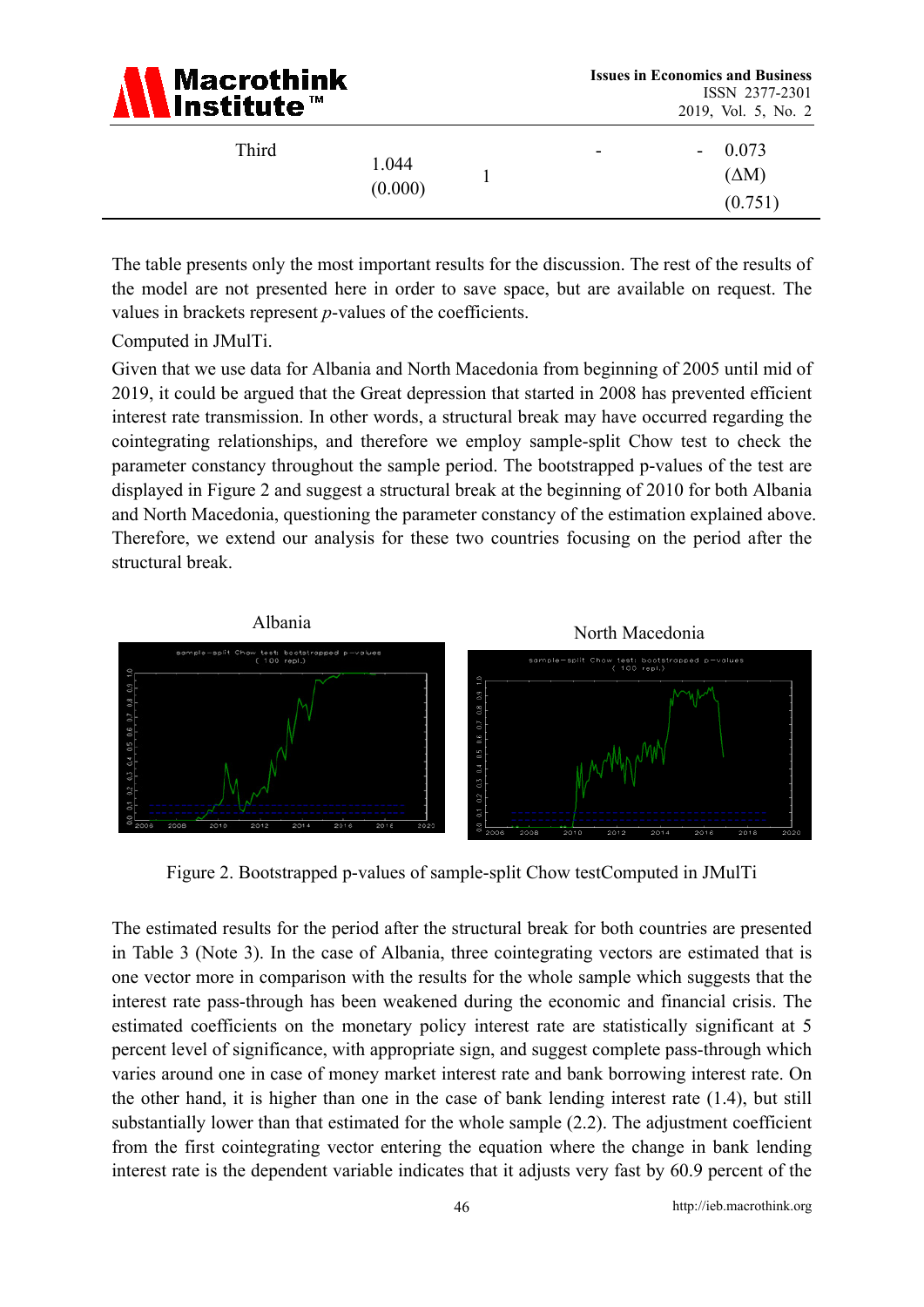| Third | 1.044 (0.000) | 1 | - | - | 0.073 (ΔM) (0.751) |
|---|---|---|---|---|---|

The table presents only the most important results for the discussion. The rest of the results of the model are not presented here in order to save space, but are available on request. The values in brackets represent *p*-values of the coefficients.

Computed in JMulTi.

Given that we use data for Albania and North Macedonia from beginning of 2005 until mid of 2019, it could be argued that the Great depression that started in 2008 has prevented efficient interest rate transmission. In other words, a structural break may have occurred regarding the cointegrating relationships, and therefore we employ sample-split Chow test to check the parameter constancy throughout the sample period. The bootstrapped p-values of the test are displayed in Figure 2 and suggest a structural break at the beginning of 2010 for both Albania and North Macedonia, questioning the parameter constancy of the estimation explained above. Therefore, we extend our analysis for these two countries focusing on the period after the structural break.

Albania

North Macedonia

Figure 2. Bootstrapped p-values of sample-split Chow testComputed in JMulTi

The estimated results for the period after the structural break for both countries are presented in Table 3 (Note 3). In the case of Albania, three cointegrating vectors are estimated that is one vector more in comparison with the results for the whole sample which suggests that the interest rate pass-through has been weakened during the economic and financial crisis. The estimated coefficients on the monetary policy interest rate are statistically significant at 5 percent level of significance, with appropriate sign, and suggest complete pass-through which varies around one in case of money market interest rate and bank borrowing interest rate. On the other hand, it is higher than one in the case of bank lending interest rate (1.4), but still substantially lower than that estimated for the whole sample (2.2). The adjustment coefficient from the first cointegrating vector entering the equation where the change in bank lending interest rate is the dependent variable indicates that it adjusts very fast by 60.9 percent of the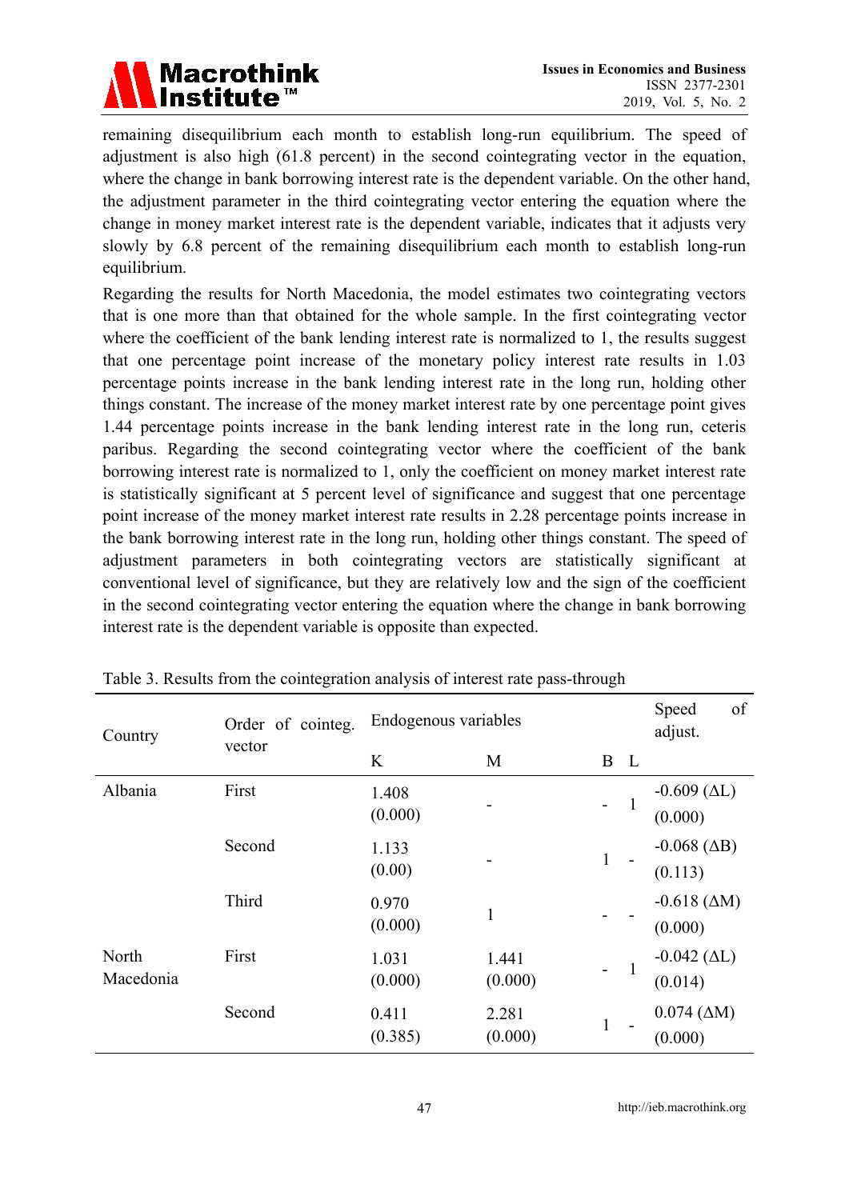remaining disequilibrium each month to establish long-run equilibrium. The speed of adjustment is also high (61.8 percent) in the second cointegrating vector in the equation, where the change in bank borrowing interest rate is the dependent variable. On the other hand, the adjustment parameter in the third cointegrating vector entering the equation where the change in money market interest rate is the dependent variable, indicates that it adjusts very slowly by 6.8 percent of the remaining disequilibrium each month to establish long-run equilibrium.

Regarding the results for North Macedonia, the model estimates two cointegrating vectors that is one more than that obtained for the whole sample. In the first cointegrating vector where the coefficient of the bank lending interest rate is normalized to 1, the results suggest that one percentage point increase of the monetary policy interest rate results in 1.03 percentage points increase in the bank lending interest rate in the long run, holding other things constant. The increase of the money market interest rate by one percentage point gives 1.44 percentage points increase in the bank lending interest rate in the long run, ceteris paribus. Regarding the second cointegrating vector where the coefficient of the bank borrowing interest rate is normalized to 1, only the coefficient on money market interest rate is statistically significant at 5 percent level of significance and suggest that one percentage point increase of the money market interest rate results in 2.28 percentage points increase in the bank borrowing interest rate in the long run, holding other things constant. The speed of adjustment parameters in both cointegrating vectors are statistically significant at conventional level of significance, but they are relatively low and the sign of the coefficient in the second cointegrating vector entering the equation where the change in bank borrowing interest rate is the dependent variable is opposite than expected.

Table 3. Results from the cointegration analysis of interest rate pass-through

| Country | Order of cointeg. vector | Endogenous variables | | | | Speed of adjust. |
|---|---|---|---|---|---|---|
| | | K | M | B | L | |
| Albania | First | 1.408 (0.000) | - | - | 1 | -0.609 ($\Delta L$) (0.000) |
| | Second | 1.133 (0.00) | - | 1 | - | -0.068 ($\Delta B$) (0.113) |
| | Third | 0.970 (0.000) | 1 | - | - | -0.618 ($\Delta M$) (0.000) |
| North Macedonia | First | 1.031 (0.000) | 1.441 (0.000) | - | 1 | -0.042 ($\Delta L$) (0.014) |
| | Second | 0.411 (0.385) | 2.281 (0.000) | 1 | - | 0.074 ($\Delta M$) (0.000) |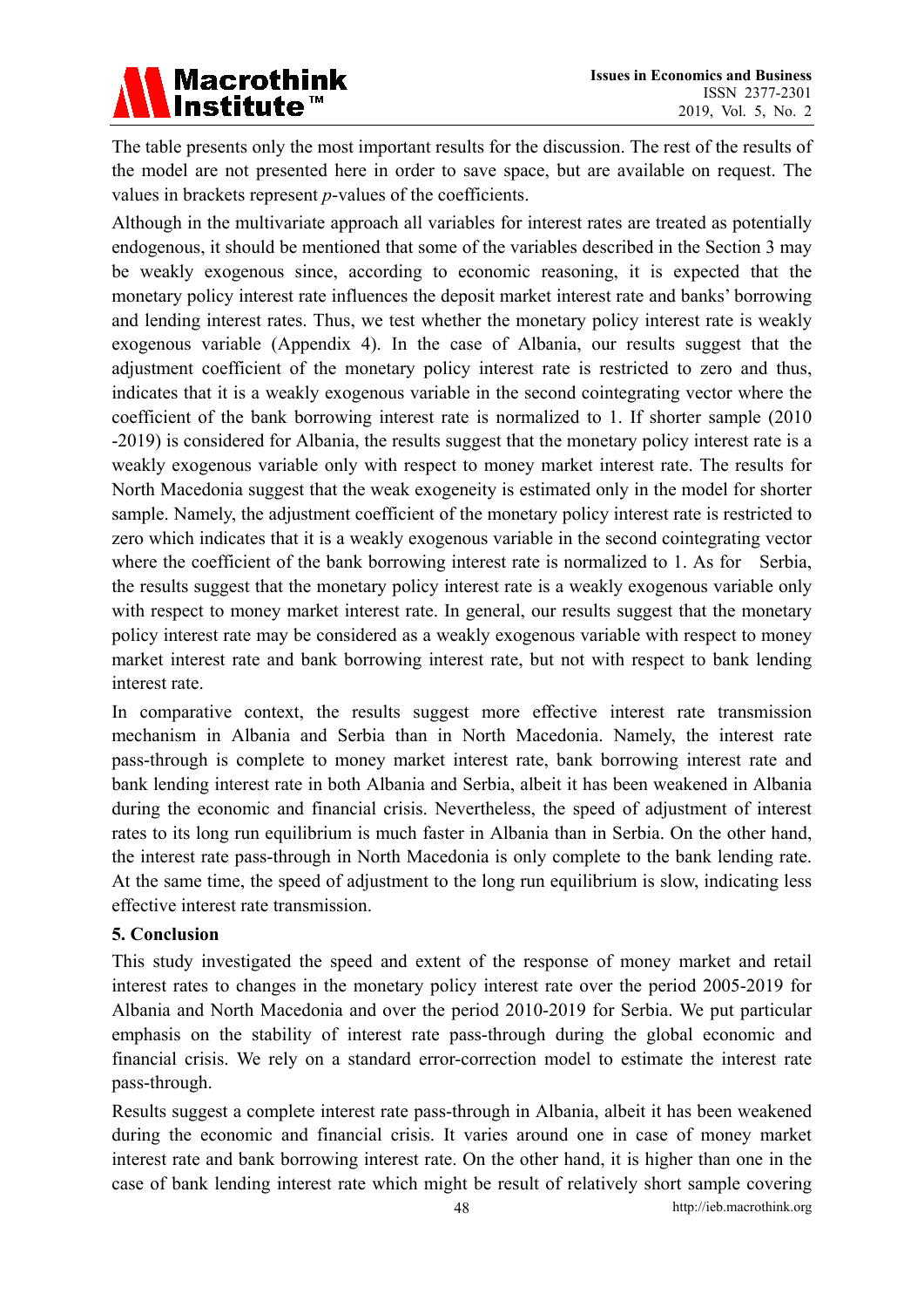The table presents only the most important results for the discussion. The rest of the results of the model are not presented here in order to save space, but are available on request. The values in brackets represent *p*-values of the coefficients.

Although in the multivariate approach all variables for interest rates are treated as potentially endogenous, it should be mentioned that some of the variables described in the Section 3 may be weakly exogenous since, according to economic reasoning, it is expected that the monetary policy interest rate influences the deposit market interest rate and banks' borrowing and lending interest rates. Thus, we test whether the monetary policy interest rate is weakly exogenous variable (Appendix 4). In the case of Albania, our results suggest that the adjustment coefficient of the monetary policy interest rate is restricted to zero and thus, indicates that it is a weakly exogenous variable in the second cointegrating vector where the coefficient of the bank borrowing interest rate is normalized to 1. If shorter sample (2010 -2019) is considered for Albania, the results suggest that the monetary policy interest rate is a weakly exogenous variable only with respect to money market interest rate. The results for North Macedonia suggest that the weak exogeneity is estimated only in the model for shorter sample. Namely, the adjustment coefficient of the monetary policy interest rate is restricted to zero which indicates that it is a weakly exogenous variable in the second cointegrating vector where the coefficient of the bank borrowing interest rate is normalized to 1. As for Serbia, the results suggest that the monetary policy interest rate is a weakly exogenous variable only with respect to money market interest rate. In general, our results suggest that the monetary policy interest rate may be considered as a weakly exogenous variable with respect to money market interest rate and bank borrowing interest rate, but not with respect to bank lending interest rate.

In comparative context, the results suggest more effective interest rate transmission mechanism in Albania and Serbia than in North Macedonia. Namely, the interest rate pass-through is complete to money market interest rate, bank borrowing interest rate and bank lending interest rate in both Albania and Serbia, albeit it has been weakened in Albania during the economic and financial crisis. Nevertheless, the speed of adjustment of interest rates to its long run equilibrium is much faster in Albania than in Serbia. On the other hand, the interest rate pass-through in North Macedonia is only complete to the bank lending rate. At the same time, the speed of adjustment to the long run equilibrium is slow, indicating less effective interest rate transmission.

## 5. Conclusion

This study investigated the speed and extent of the response of money market and retail interest rates to changes in the monetary policy interest rate over the period 2005-2019 for Albania and North Macedonia and over the period 2010-2019 for Serbia. We put particular emphasis on the stability of interest rate pass-through during the global economic and financial crisis. We rely on a standard error-correction model to estimate the interest rate pass-through.

Results suggest a complete interest rate pass-through in Albania, albeit it has been weakened during the economic and financial crisis. It varies around one in case of money market interest rate and bank borrowing interest rate. On the other hand, it is higher than one in the case of bank lending interest rate which might be result of relatively short sample covering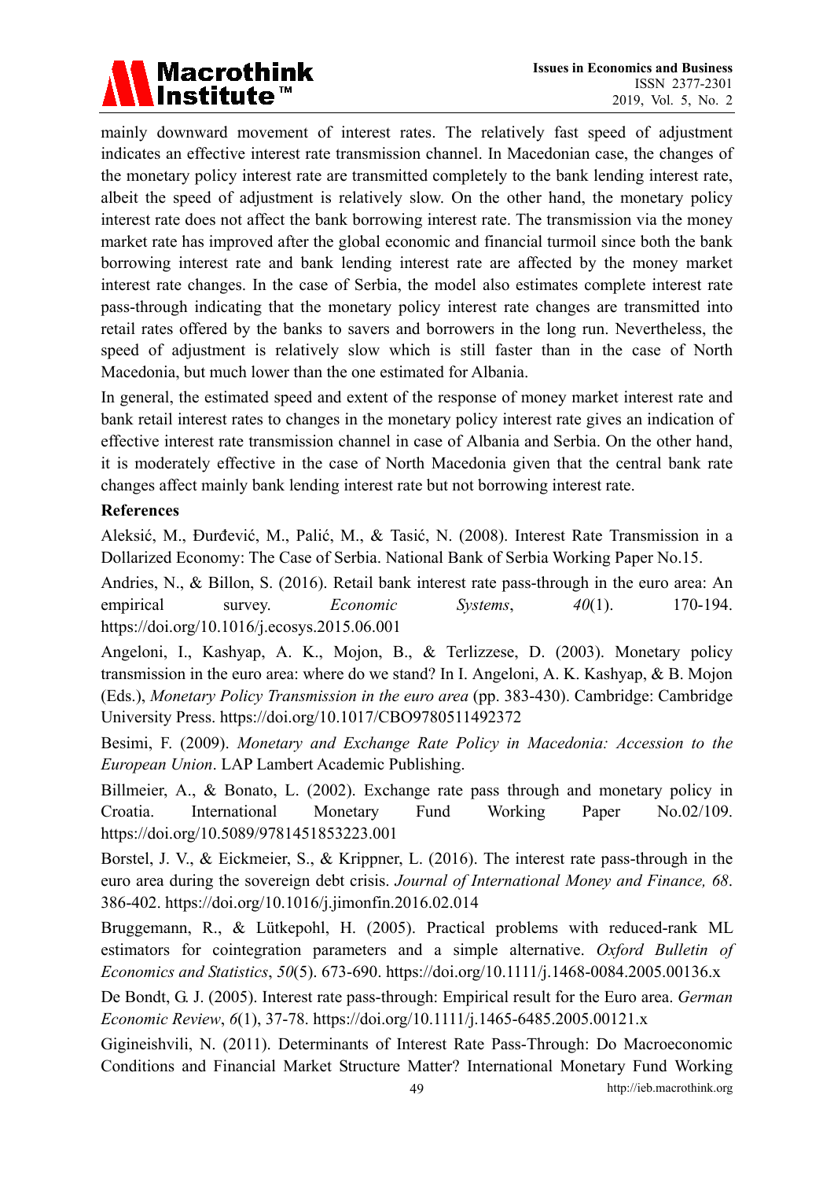mainly downward movement of interest rates. The relatively fast speed of adjustment indicates an effective interest rate transmission channel. In Macedonian case, the changes of the monetary policy interest rate are transmitted completely to the bank lending interest rate, albeit the speed of adjustment is relatively slow. On the other hand, the monetary policy interest rate does not affect the bank borrowing interest rate. The transmission via the money market rate has improved after the global economic and financial turmoil since both the bank borrowing interest rate and bank lending interest rate are affected by the money market interest rate changes. In the case of Serbia, the model also estimates complete interest rate pass-through indicating that the monetary policy interest rate changes are transmitted into retail rates offered by the banks to savers and borrowers in the long run. Nevertheless, the speed of adjustment is relatively slow which is still faster than in the case of North Macedonia, but much lower than the one estimated for Albania.

In general, the estimated speed and extent of the response of money market interest rate and bank retail interest rates to changes in the monetary policy interest rate gives an indication of effective interest rate transmission channel in case of Albania and Serbia. On the other hand, it is moderately effective in the case of North Macedonia given that the central bank rate changes affect mainly bank lending interest rate but not borrowing interest rate.

## References

Aleksić, M., Đurđević, M., Palić, M., & Tasić, N. (2008). Interest Rate Transmission in a Dollarized Economy: The Case of Serbia. National Bank of Serbia Working Paper No.15.

Andries, N., & Billon, S. (2016). Retail bank interest rate pass-through in the euro area: An empirical survey. *Economic Systems*, *40*(1). 170-194. https://doi.org/10.1016/j.ecosys.2015.06.001

Angeloni, I., Kashyap, A. K., Mojon, B., & Terlizzese, D. (2003). Monetary policy transmission in the euro area: where do we stand? In I. Angeloni, A. K. Kashyap, & B. Mojon (Eds.), *Monetary Policy Transmission in the euro area* (pp. 383-430). Cambridge: Cambridge University Press. https://doi.org/10.1017/CBO9780511492372

Besimi, F. (2009). *Monetary and Exchange Rate Policy in Macedonia: Accession to the European Union*. LAP Lambert Academic Publishing.

Billmeier, A., & Bonato, L. (2002). Exchange rate pass through and monetary policy in Croatia. International Monetary Fund Working Paper No.02/109. https://doi.org/10.5089/9781451853223.001

Borstel, J. V., & Eickmeier, S., & Krippner, L. (2016). The interest rate pass-through in the euro area during the sovereign debt crisis. *Journal of International Money and Finance, 68*. 386-402. https://doi.org/10.1016/j.jimonfin.2016.02.014

Bruggemann, R., & Lütkepohl, H. (2005). Practical problems with reduced-rank ML estimators for cointegration parameters and a simple alternative. *Oxford Bulletin of Economics and Statistics*, *50*(5). 673-690. https://doi.org/10.1111/j.1468-0084.2005.00136.x

De Bondt, G. J. (2005). Interest rate pass-through: Empirical result for the Euro area. *German Economic Review*, *6*(1), 37-78. https://doi.org/10.1111/j.1465-6485.2005.00121.x

Gigineishvili, N. (2011). Determinants of Interest Rate Pass-Through: Do Macroeconomic Conditions and Financial Market Structure Matter? International Monetary Fund Working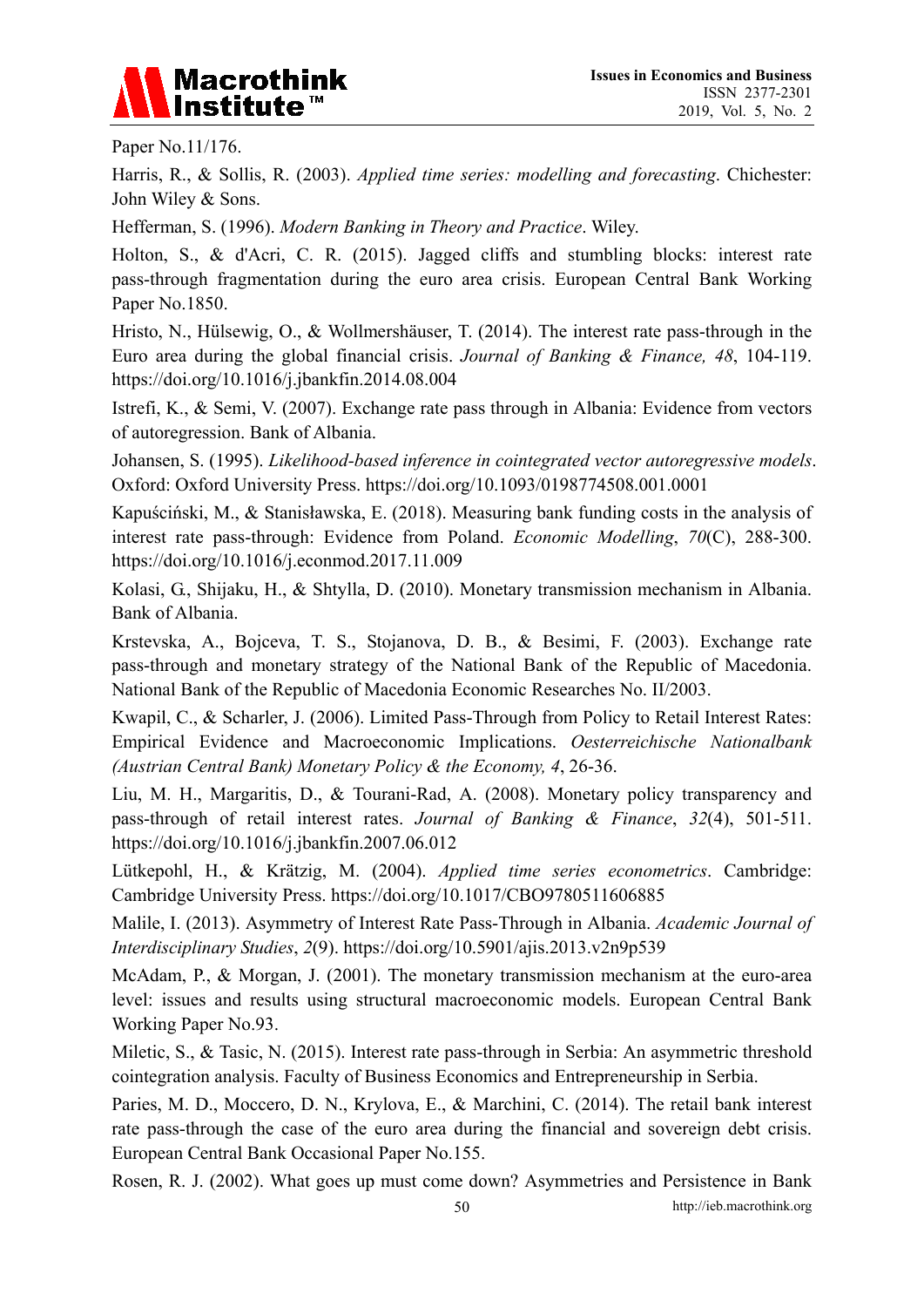Paper No.11/176.

Harris, R., & Sollis, R. (2003). *Applied time series: modelling and forecasting*. Chichester: John Wiley & Sons.

Hefferman, S. (1996). *Modern Banking in Theory and Practice*. Wiley.

Holton, S., & d'Acri, C. R. (2015). Jagged cliffs and stumbling blocks: interest rate pass-through fragmentation during the euro area crisis. European Central Bank Working Paper No.1850.

Hristo, N., Hülsewig, O., & Wollmershäuser, T. (2014). The interest rate pass-through in the Euro area during the global financial crisis. *Journal of Banking & Finance, 48*, 104-119. https://doi.org/10.1016/j.jbankfin.2014.08.004

Istrefi, K., & Semi, V. (2007). Exchange rate pass through in Albania: Evidence from vectors of autoregression. Bank of Albania.

Johansen, S. (1995). *Likelihood-based inference in cointegrated vector autoregressive models*. Oxford: Oxford University Press. https://doi.org/10.1093/0198774508.001.0001

Kapuściński, M., & Stanisławska, E. (2018). Measuring bank funding costs in the analysis of interest rate pass-through: Evidence from Poland. *Economic Modelling*, *70*(C), 288-300. https://doi.org/10.1016/j.econmod.2017.11.009

Kolasi, G., Shijaku, H., & Shtylla, D. (2010). Monetary transmission mechanism in Albania. Bank of Albania.

Krstevska, A., Bojceva, T. S., Stojanova, D. B., & Besimi, F. (2003). Exchange rate pass-through and monetary strategy of the National Bank of the Republic of Macedonia. National Bank of the Republic of Macedonia Economic Researches No. II/2003.

Kwapil, C., & Scharler, J. (2006). Limited Pass-Through from Policy to Retail Interest Rates: Empirical Evidence and Macroeconomic Implications. *Oesterreichische Nationalbank (Austrian Central Bank) Monetary Policy & the Economy, 4*, 26-36.

Liu, M. H., Margaritis, D., & Tourani-Rad, A. (2008). Monetary policy transparency and pass-through of retail interest rates. *Journal of Banking & Finance*, *32*(4), 501-511. https://doi.org/10.1016/j.jbankfin.2007.06.012

Lütkepohl, H., & Krätzig, M. (2004). *Applied time series econometrics*. Cambridge: Cambridge University Press. https://doi.org/10.1017/CBO9780511606885

Malile, I. (2013). Asymmetry of Interest Rate Pass-Through in Albania. *Academic Journal of Interdisciplinary Studies*, *2*(9). https://doi.org/10.5901/ajis.2013.v2n9p539

McAdam, P., & Morgan, J. (2001). The monetary transmission mechanism at the euro-area level: issues and results using structural macroeconomic models. European Central Bank Working Paper No.93.

Miletic, S., & Tasic, N. (2015). Interest rate pass-through in Serbia: An asymmetric threshold cointegration analysis. Faculty of Business Economics and Entrepreneurship in Serbia.

Paries, M. D., Moccero, D. N., Krylova, E., & Marchini, C. (2014). The retail bank interest rate pass-through the case of the euro area during the financial and sovereign debt crisis. European Central Bank Occasional Paper No.155.

Rosen, R. J. (2002). What goes up must come down? Asymmetries and Persistence in Bank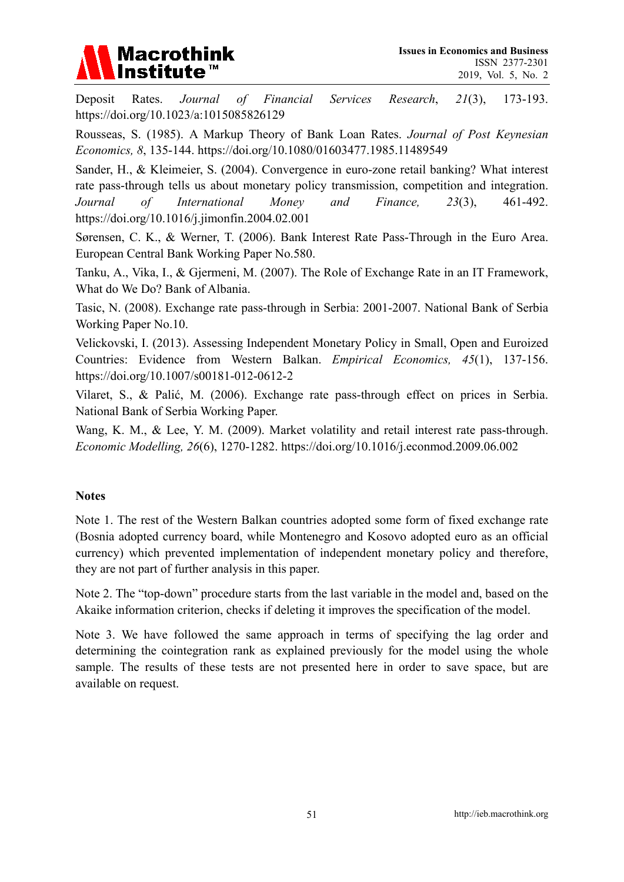Deposit Rates. *Journal of Financial Services Research*, *21*(3), 173-193. https://doi.org/10.1023/a:1015085826129

Rousseas, S. (1985). A Markup Theory of Bank Loan Rates. *Journal of Post Keynesian Economics, 8*, 135-144. https://doi.org/10.1080/01603477.1985.11489549

Sander, H., & Kleimeier, S. (2004). Convergence in euro-zone retail banking? What interest rate pass-through tells us about monetary policy transmission, competition and integration. *Journal of International Money and Finance, 23*(3), 461-492. https://doi.org/10.1016/j.jimonfin.2004.02.001

Sørensen, C. K., & Werner, T. (2006). Bank Interest Rate Pass-Through in the Euro Area. European Central Bank Working Paper No.580.

Tanku, A., Vika, I., & Gjermeni, M. (2007). The Role of Exchange Rate in an IT Framework, What do We Do? Bank of Albania.

Tasic, N. (2008). Exchange rate pass-through in Serbia: 2001-2007. National Bank of Serbia Working Paper No.10.

Velickovski, I. (2013). Assessing Independent Monetary Policy in Small, Open and Euroized Countries: Evidence from Western Balkan. *Empirical Economics, 45*(1), 137-156. https://doi.org/10.1007/s00181-012-0612-2

Vilaret, S., & Palić, M. (2006). Exchange rate pass-through effect on prices in Serbia. National Bank of Serbia Working Paper.

Wang, K. M., & Lee, Y. M. (2009). Market volatility and retail interest rate pass-through. *Economic Modelling, 26*(6), 1270-1282. https://doi.org/10.1016/j.econmod.2009.06.002

## Notes

Note 1. The rest of the Western Balkan countries adopted some form of fixed exchange rate (Bosnia adopted currency board, while Montenegro and Kosovo adopted euro as an official currency) which prevented implementation of independent monetary policy and therefore, they are not part of further analysis in this paper.

Note 2. The "top-down" procedure starts from the last variable in the model and, based on the Akaike information criterion, checks if deleting it improves the specification of the model.

Note 3. We have followed the same approach in terms of specifying the lag order and determining the cointegration rank as explained previously for the model using the whole sample. The results of these tests are not presented here in order to save space, but are available on request.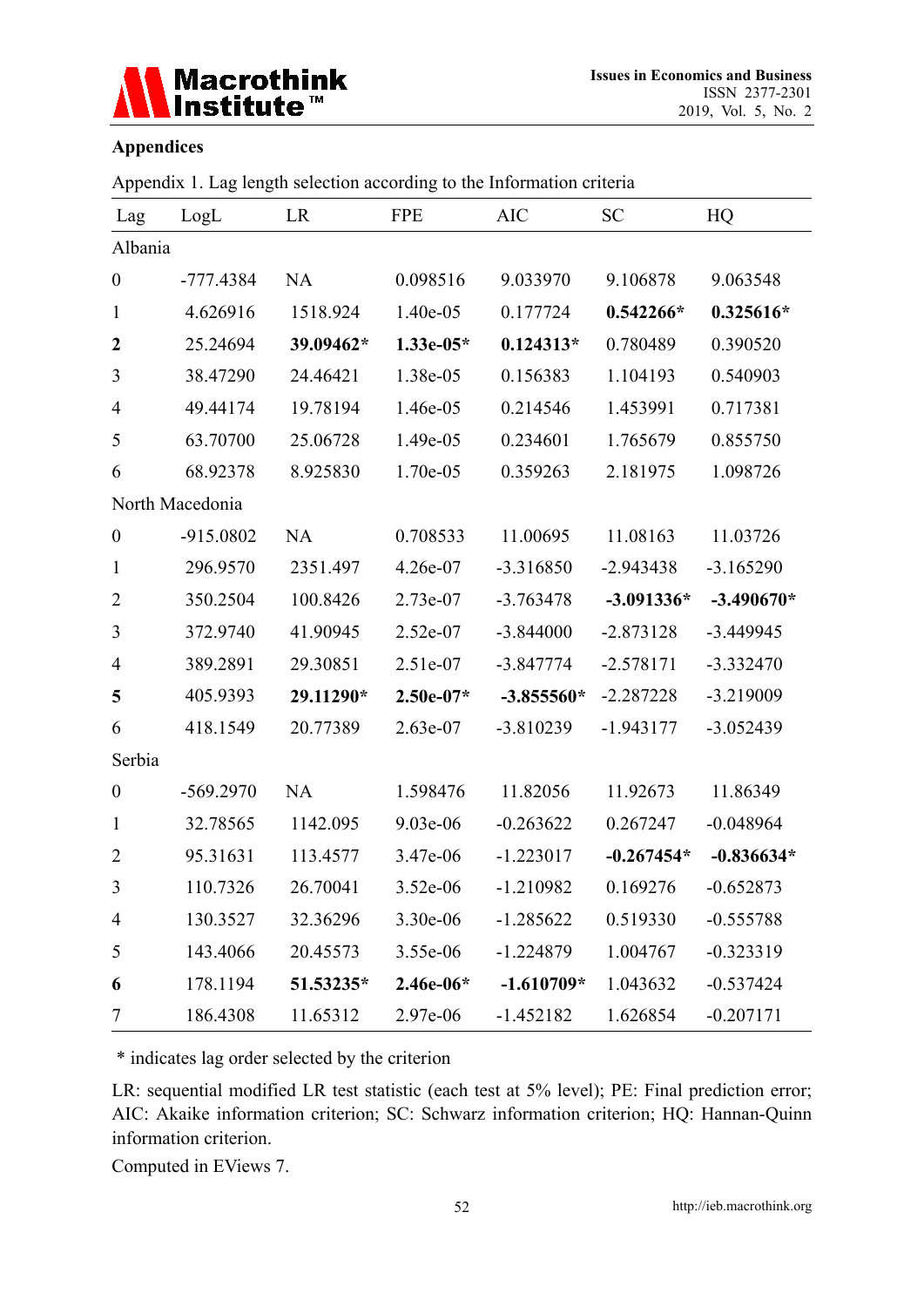## Appendices

Appendix 1. Lag length selection according to the Information criteria

| Lag | LogL | LR | FPE | AIC | SC | HQ |
|---|---|---|---|---|---|---|
| Albania | | | | | | |
| 0 | -777.4384 | NA | 0.098516 | 9.033970 | 9.106878 | 9.063548 |
| 1 | 4.626916 | 1518.924 | 1.40e-05 | 0.177724 | **0.542266*** | **0.325616*** |
| **2** | 25.24694 | **39.09462*** | **1.33e-05*** | **0.124313*** | 0.780489 | 0.390520 |
| 3 | 38.47290 | 24.46421 | 1.38e-05 | 0.156383 | 1.104193 | 0.540903 |
| 4 | 49.44174 | 19.78194 | 1.46e-05 | 0.214546 | 1.453991 | 0.717381 |
| 5 | 63.70700 | 25.06728 | 1.49e-05 | 0.234601 | 1.765679 | 0.855750 |
| 6 | 68.92378 | 8.925830 | 1.70e-05 | 0.359263 | 2.181975 | 1.098726 |
| North Macedonia | | | | | | |
| 0 | -915.0802 | NA | 0.708533 | 11.00695 | 11.08163 | 11.03726 |
| 1 | 296.9570 | 2351.497 | 4.26e-07 | -3.316850 | -2.943438 | -3.165290 |
| 2 | 350.2504 | 100.8426 | 2.73e-07 | -3.763478 | **-3.091336*** | **-3.490670*** |
| 3 | 372.9740 | 41.90945 | 2.52e-07 | -3.844000 | -2.873128 | -3.449945 |
| 4 | 389.2891 | 29.30851 | 2.51e-07 | -3.847774 | -2.578171 | -3.332470 |
| **5** | 405.9393 | **29.11290*** | **2.50e-07*** | **-3.855560*** | -2.287228 | -3.219009 |
| 6 | 418.1549 | 20.77389 | 2.63e-07 | -3.810239 | -1.943177 | -3.052439 |
| Serbia | | | | | | |
| 0 | -569.2970 | NA | 1.598476 | 11.82056 | 11.92673 | 11.86349 |
| 1 | 32.78565 | 1142.095 | 9.03e-06 | -0.263622 | 0.267247 | -0.048964 |
| 2 | 95.31631 | 113.4577 | 3.47e-06 | -1.223017 | **-0.267454*** | **-0.836634*** |
| 3 | 110.7326 | 26.70041 | 3.52e-06 | -1.210982 | 0.169276 | -0.652873 |
| 4 | 130.3527 | 32.36296 | 3.30e-06 | -1.285622 | 0.519330 | -0.555788 |
| 5 | 143.4066 | 20.45573 | 3.55e-06 | -1.224879 | 1.004767 | -0.323319 |
| **6** | 178.1194 | **51.53235*** | **2.46e-06*** | **-1.610709*** | 1.043632 | -0.537424 |
| 7 | 186.4308 | 11.65312 | 2.97e-06 | -1.452182 | 1.626854 | -0.207171 |

* indicates lag order selected by the criterion

LR: sequential modified LR test statistic (each test at 5% level); PE: Final prediction error; AIC: Akaike information criterion; SC: Schwarz information criterion; HQ: Hannan-Quinn information criterion.

Computed in EViews 7.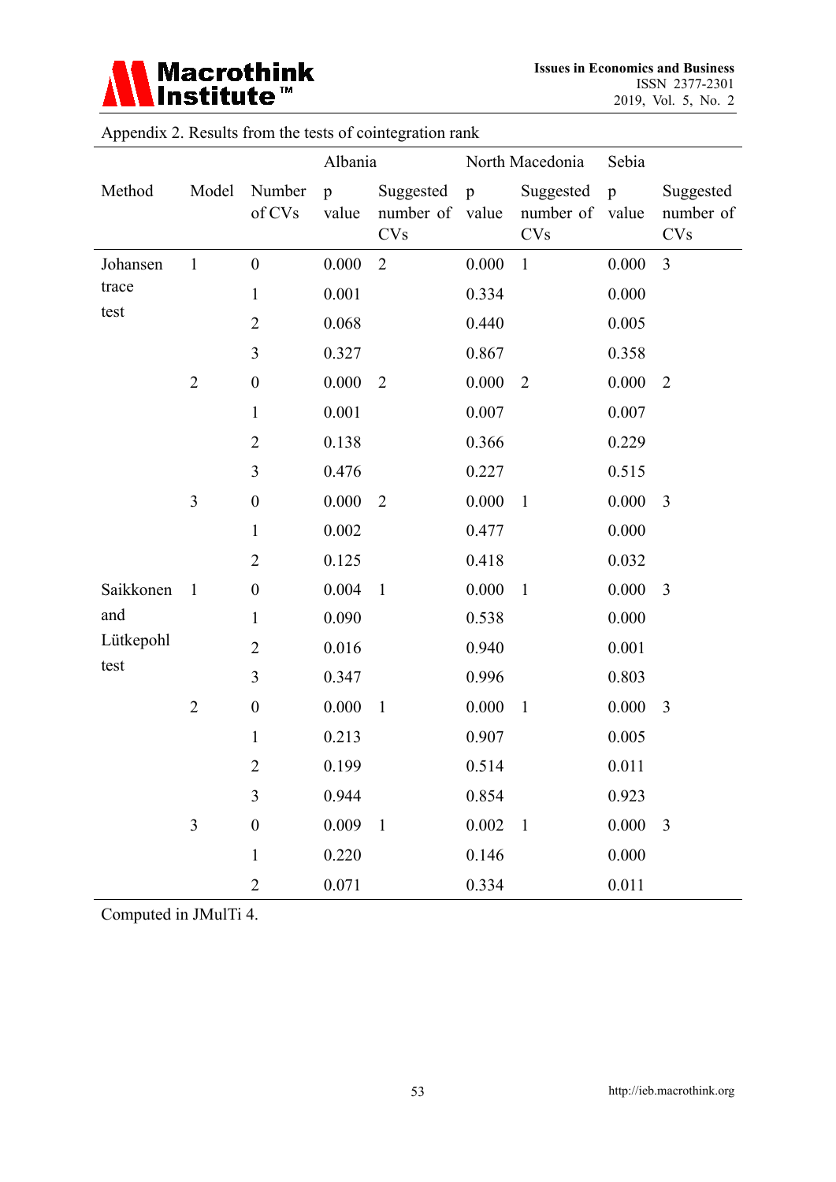Appendix 2. Results from the tests of cointegration rank

| Method | Model | Number of CVs | Albania p value | Albania Suggested number of CVs | North Macedonia p value | North Macedonia Suggested number of CVs | Sebia p value | Sebia Suggested number of CVs |
|---|---|---|---|---|---|---|---|---|
| Johansen trace test | 1 | 0 | 0.000 | 2 | 0.000 | 1 | 0.000 | 3 |
| | | 1 | 0.001 | | 0.334 | | 0.000 | |
| | | 2 | 0.068 | | 0.440 | | 0.005 | |
| | | 3 | 0.327 | | 0.867 | | 0.358 | |
| | 2 | 0 | 0.000 | 2 | 0.000 | 2 | 0.000 | 2 |
| | | 1 | 0.001 | | 0.007 | | 0.007 | |
| | | 2 | 0.138 | | 0.366 | | 0.229 | |
| | | 3 | 0.476 | | 0.227 | | 0.515 | |
| | 3 | 0 | 0.000 | 2 | 0.000 | 1 | 0.000 | 3 |
| | | 1 | 0.002 | | 0.477 | | 0.000 | |
| | | 2 | 0.125 | | 0.418 | | 0.032 | |
| Saikkonen and Lütkepohl test | 1 | 0 | 0.004 | 1 | 0.000 | 1 | 0.000 | 3 |
| | | 1 | 0.090 | | 0.538 | | 0.000 | |
| | | 2 | 0.016 | | 0.940 | | 0.001 | |
| | | 3 | 0.347 | | 0.996 | | 0.803 | |
| | 2 | 0 | 0.000 | 1 | 0.000 | 1 | 0.000 | 3 |
| | | 1 | 0.213 | | 0.907 | | 0.005 | |
| | | 2 | 0.199 | | 0.514 | | 0.011 | |
| | | 3 | 0.944 | | 0.854 | | 0.923 | |
| | 3 | 0 | 0.009 | 1 | 0.002 | 1 | 0.000 | 3 |
| | | 1 | 0.220 | | 0.146 | | 0.000 | |
| | | 2 | 0.071 | | 0.334 | | 0.011 | |

Computed in JMulTi 4.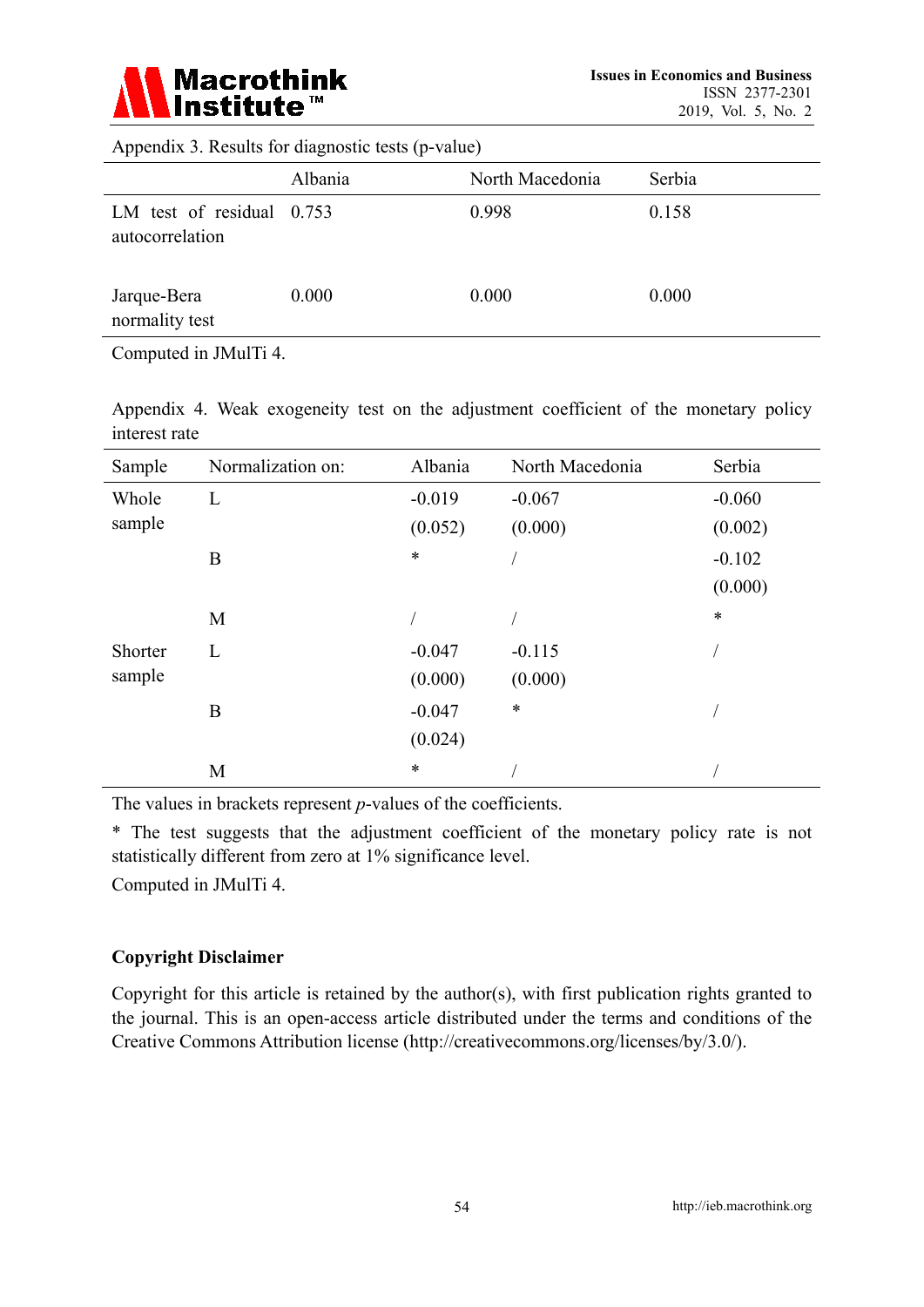Appendix 3. Results for diagnostic tests (p-value)

| | Albania | North Macedonia | Serbia |
|---|---|---|---|
| LM test of residual autocorrelation | 0.753 | 0.998 | 0.158 |
| Jarque-Bera normality test | 0.000 | 0.000 | 0.000 |

Computed in JMulTi 4.

Appendix 4. Weak exogeneity test on the adjustment coefficient of the monetary policy interest rate

| Sample | Normalization on: | Albania | North Macedonia | Serbia |
|---|---|---|---|---|
| Whole sample | L | -0.019 (0.052) | -0.067 (0.000) | -0.060 (0.002) |
| | B | * | / | -0.102 (0.000) |
| | M | / | / | * |
| Shorter sample | L | -0.047 (0.000) | -0.115 (0.000) | / |
| | B | -0.047 (0.024) | * | / |
| | M | * | / | / |

The values in brackets represent *p*-values of the coefficients.

* The test suggests that the adjustment coefficient of the monetary policy rate is not statistically different from zero at 1% significance level.

Computed in JMulTi 4.

**Copyright Disclaimer**

Copyright for this article is retained by the author(s), with first publication rights granted to the journal. This is an open-access article distributed under the terms and conditions of the Creative Commons Attribution license (http://creativecommons.org/licenses/by/3.0/).